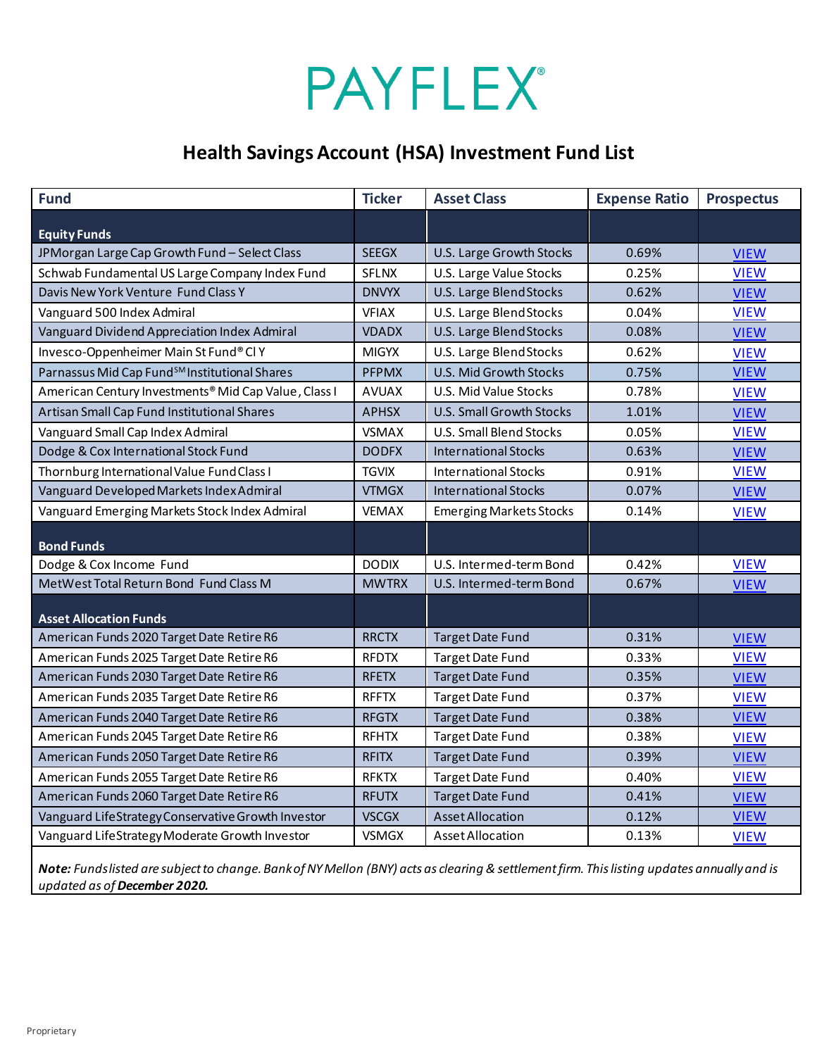# PAYFLEX®

## Health Savings Account (HSA) Investment Fund List

| Fund | Ticker | Asset Class | Expense Ratio | Prospectus |
|---|---|---|---|---|
| **Equity Funds** | | | | |
| JPMorgan Large Cap Growth Fund – Select Class | SEEGX | U.S. Large Growth Stocks | 0.69% | VIEW |
| Schwab Fundamental US Large Company Index Fund | SFLNX | U.S. Large Value Stocks | 0.25% | VIEW |
| Davis New York Venture Fund Class Y | DNVYX | U.S. Large Blend Stocks | 0.62% | VIEW |
| Vanguard 500 Index Admiral | VFIAX | U.S. Large Blend Stocks | 0.04% | VIEW |
| Vanguard Dividend Appreciation Index Admiral | VDADX | U.S. Large Blend Stocks | 0.08% | VIEW |
| Invesco-Oppenheimer Main St Fund® Cl Y | MIGYX | U.S. Large Blend Stocks | 0.62% | VIEW |
| Parnassus Mid Cap Fund[SM] Institutional Shares | PFPMX | U.S. Mid Growth Stocks | 0.75% | VIEW |
| American Century Investments® Mid Cap Value, Class I | AVUAX | U.S. Mid Value Stocks | 0.78% | VIEW |
| Artisan Small Cap Fund Institutional Shares | APHSX | U.S. Small Growth Stocks | 1.01% | VIEW |
| Vanguard Small Cap Index Admiral | VSMAX | U.S. Small Blend Stocks | 0.05% | VIEW |
| Dodge & Cox International Stock Fund | DODFX | International Stocks | 0.63% | VIEW |
| Thornburg International Value Fund Class I | TGVIX | International Stocks | 0.91% | VIEW |
| Vanguard Developed Markets Index Admiral | VTMGX | International Stocks | 0.07% | VIEW |
| Vanguard Emerging Markets Stock Index Admiral | VEMAX | Emerging Markets Stocks | 0.14% | VIEW |
| **Bond Funds** | | | | |
| Dodge & Cox Income Fund | DODIX | U.S. Intermed-term Bond | 0.42% | VIEW |
| MetWest Total Return Bond Fund Class M | MWTRX | U.S. Intermed-term Bond | 0.67% | VIEW |
| **Asset Allocation Funds** | | | | |
| American Funds 2020 Target Date Retire R6 | RRCTX | Target Date Fund | 0.31% | VIEW |
| American Funds 2025 Target Date Retire R6 | RFDTX | Target Date Fund | 0.33% | VIEW |
| American Funds 2030 Target Date Retire R6 | RFETX | Target Date Fund | 0.35% | VIEW |
| American Funds 2035 Target Date Retire R6 | RFFTX | Target Date Fund | 0.37% | VIEW |
| American Funds 2040 Target Date Retire R6 | RFGTX | Target Date Fund | 0.38% | VIEW |
| American Funds 2045 Target Date Retire R6 | RFHTX | Target Date Fund | 0.38% | VIEW |
| American Funds 2050 Target Date Retire R6 | RFITX | Target Date Fund | 0.39% | VIEW |
| American Funds 2055 Target Date Retire R6 | RFKTX | Target Date Fund | 0.40% | VIEW |
| American Funds 2060 Target Date Retire R6 | RFUTX | Target Date Fund | 0.41% | VIEW |
| Vanguard LifeStrategy Conservative Growth Investor | VSCGX | Asset Allocation | 0.12% | VIEW |
| Vanguard LifeStrategy Moderate Growth Investor | VSMGX | Asset Allocation | 0.13% | VIEW |

***Note:*** *Funds listed are subject to change. Bank of NY Mellon (BNY) acts as clearing & settlement firm. This listing updates annually and is updated as of* ***December 2020.***

Proprietary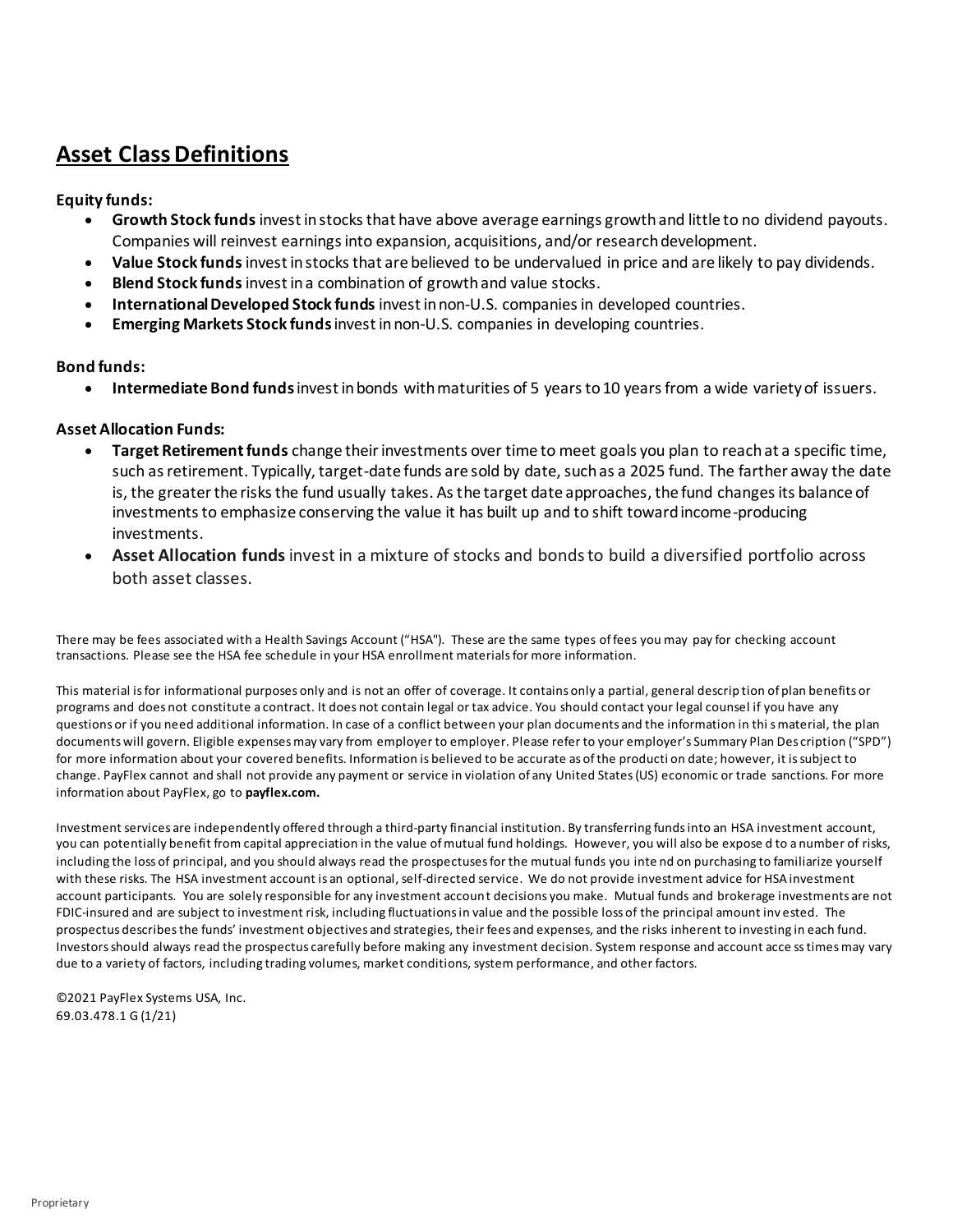## Asset Class Definitions

**Equity funds:**

- **Growth Stock funds** invest in stocks that have above average earnings growth and little to no dividend payouts. Companies will reinvest earnings into expansion, acquisitions, and/or research development.
- **Value Stock funds** invest in stocks that are believed to be undervalued in price and are likely to pay dividends.
- **Blend Stock funds** invest in a combination of growth and value stocks.
- **International Developed Stock funds** invest in non-U.S. companies in developed countries.
- **Emerging Markets Stock funds** invest in non-U.S. companies in developing countries.

**Bond funds:**

- **Intermediate Bond funds** invest in bonds with maturities of 5 years to 10 years from a wide variety of issuers.

**Asset Allocation Funds:**

- **Target Retirement funds** change their investments over time to meet goals you plan to reach at a specific time, such as retirement. Typically, target-date funds are sold by date, such as a 2025 fund. The farther away the date is, the greater the risks the fund usually takes. As the target date approaches, the fund changes its balance of investments to emphasize conserving the value it has built up and to shift toward income-producing investments.
- **Asset Allocation funds** invest in a mixture of stocks and bonds to build a diversified portfolio across both asset classes.

There may be fees associated with a Health Savings Account ("HSA"). These are the same types of fees you may pay for checking account transactions. Please see the HSA fee schedule in your HSA enrollment materials for more information.

This material is for informational purposes only and is not an offer of coverage. It contains only a partial, general description of plan benefits or programs and does not constitute a contract. It does not contain legal or tax advice. You should contact your legal counsel if you have any questions or if you need additional information. In case of a conflict between your plan documents and the information in this material, the plan documents will govern. Eligible expenses may vary from employer to employer. Please refer to your employer's Summary Plan Description ("SPD") for more information about your covered benefits. Information is believed to be accurate as of the production date; however, it is subject to change. PayFlex cannot and shall not provide any payment or service in violation of any United States (US) economic or trade sanctions. For more information about PayFlex, go to **payflex.com.**

Investment services are independently offered through a third-party financial institution. By transferring funds into an HSA investment account, you can potentially benefit from capital appreciation in the value of mutual fund holdings. However, you will also be exposed to a number of risks, including the loss of principal, and you should always read the prospectuses for the mutual funds you intend on purchasing to familiarize yourself with these risks. The HSA investment account is an optional, self-directed service. We do not provide investment advice for HSA investment account participants. You are solely responsible for any investment account decisions you make. Mutual funds and brokerage investments are not FDIC-insured and are subject to investment risk, including fluctuations in value and the possible loss of the principal amount invested. The prospectus describes the funds' investment objectives and strategies, their fees and expenses, and the risks inherent to investing in each fund. Investors should always read the prospectus carefully before making any investment decision. System response and account access times may vary due to a variety of factors, including trading volumes, market conditions, system performance, and other factors.

©2021 PayFlex Systems USA, Inc.
69.03.478.1 G (1/21)

Proprietary